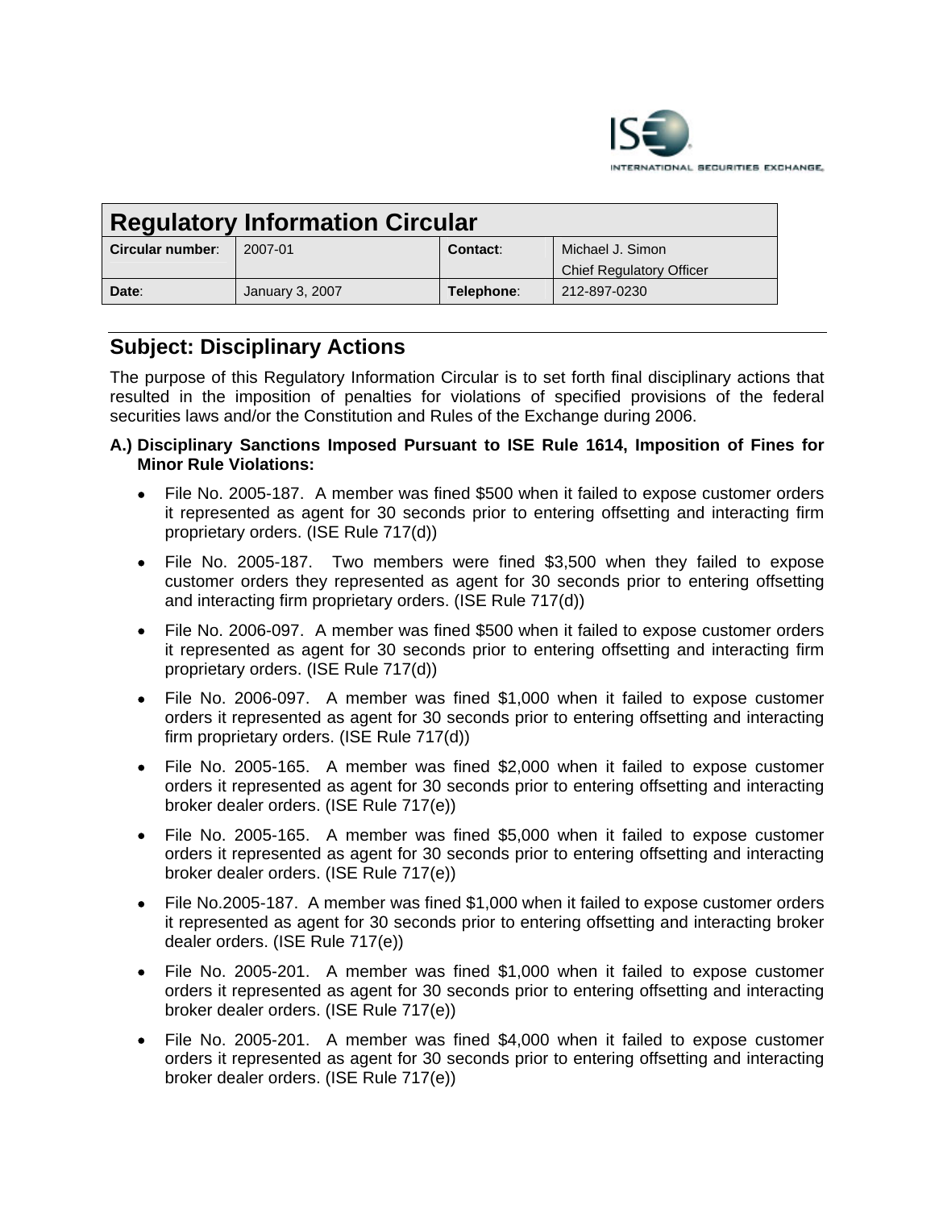# Regulatory Information Circular

| Circular number: | 2007-01 | Contact: | Michael J. Simon<br>Chief Regulatory Officer |
|---|---|---|---|
| Date: | January 3, 2007 | Telephone: | 212-897-0230 |

## Subject: Disciplinary Actions

The purpose of this Regulatory Information Circular is to set forth final disciplinary actions that resulted in the imposition of penalties for violations of specified provisions of the federal securities laws and/or the Constitution and Rules of the Exchange during 2006.

**A.) Disciplinary Sanctions Imposed Pursuant to ISE Rule 1614, Imposition of Fines for Minor Rule Violations:**

- File No. 2005-187. A member was fined $500 when it failed to expose customer orders it represented as agent for 30 seconds prior to entering offsetting and interacting firm proprietary orders. (ISE Rule 717(d))
- File No. 2005-187. Two members were fined $3,500 when they failed to expose customer orders they represented as agent for 30 seconds prior to entering offsetting and interacting firm proprietary orders. (ISE Rule 717(d))
- File No. 2006-097. A member was fined $500 when it failed to expose customer orders it represented as agent for 30 seconds prior to entering offsetting and interacting firm proprietary orders. (ISE Rule 717(d))
- File No. 2006-097. A member was fined $1,000 when it failed to expose customer orders it represented as agent for 30 seconds prior to entering offsetting and interacting firm proprietary orders. (ISE Rule 717(d))
- File No. 2005-165. A member was fined $2,000 when it failed to expose customer orders it represented as agent for 30 seconds prior to entering offsetting and interacting broker dealer orders. (ISE Rule 717(e))
- File No. 2005-165. A member was fined $5,000 when it failed to expose customer orders it represented as agent for 30 seconds prior to entering offsetting and interacting broker dealer orders. (ISE Rule 717(e))
- File No.2005-187. A member was fined $1,000 when it failed to expose customer orders it represented as agent for 30 seconds prior to entering offsetting and interacting broker dealer orders. (ISE Rule 717(e))
- File No. 2005-201. A member was fined $1,000 when it failed to expose customer orders it represented as agent for 30 seconds prior to entering offsetting and interacting broker dealer orders. (ISE Rule 717(e))
- File No. 2005-201. A member was fined $4,000 when it failed to expose customer orders it represented as agent for 30 seconds prior to entering offsetting and interacting broker dealer orders. (ISE Rule 717(e))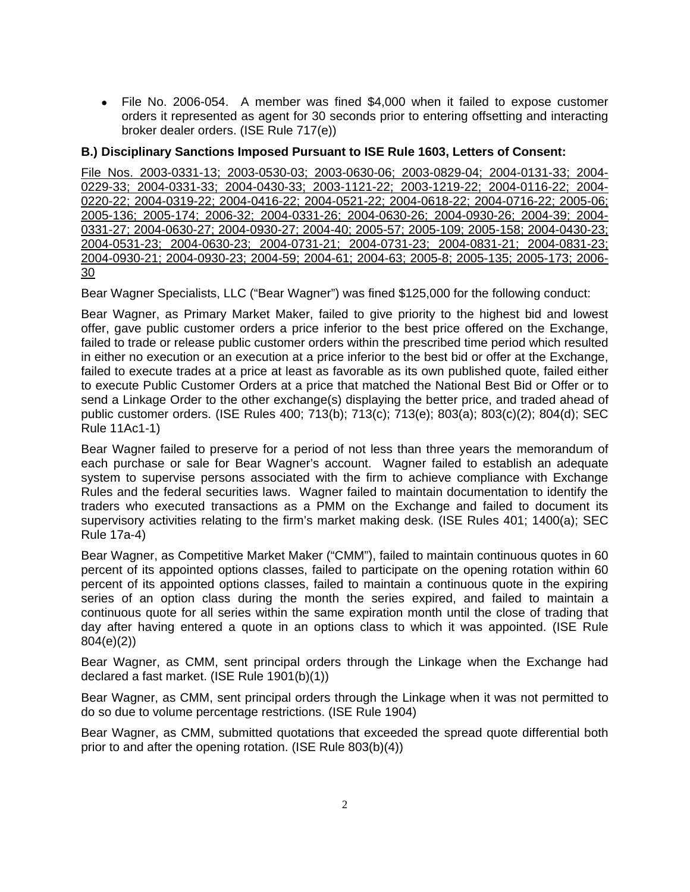- File No. 2006-054. A member was fined $4,000 when it failed to expose customer orders it represented as agent for 30 seconds prior to entering offsetting and interacting broker dealer orders. (ISE Rule 717(e))

**B.) Disciplinary Sanctions Imposed Pursuant to ISE Rule 1603, Letters of Consent:**

File Nos. 2003-0331-13; 2003-0530-03; 2003-0630-06; 2003-0829-04; 2004-0131-33; 2004-0229-33; 2004-0331-33; 2004-0430-33; 2003-1121-22; 2003-1219-22; 2004-0116-22; 2004-0220-22; 2004-0319-22; 2004-0416-22; 2004-0521-22; 2004-0618-22; 2004-0716-22; 2005-06; 2005-136; 2005-174; 2006-32; 2004-0331-26; 2004-0630-26; 2004-0930-26; 2004-39; 2004-0331-27; 2004-0630-27; 2004-0930-27; 2004-40; 2005-57; 2005-109; 2005-158; 2004-0430-23; 2004-0531-23; 2004-0630-23; 2004-0731-21; 2004-0731-23; 2004-0831-21; 2004-0831-23; 2004-0930-21; 2004-0930-23; 2004-59; 2004-61; 2004-63; 2005-8; 2005-135; 2005-173; 2006-30

Bear Wagner Specialists, LLC ("Bear Wagner") was fined $125,000 for the following conduct:

Bear Wagner, as Primary Market Maker, failed to give priority to the highest bid and lowest offer, gave public customer orders a price inferior to the best price offered on the Exchange, failed to trade or release public customer orders within the prescribed time period which resulted in either no execution or an execution at a price inferior to the best bid or offer at the Exchange, failed to execute trades at a price at least as favorable as its own published quote, failed either to execute Public Customer Orders at a price that matched the National Best Bid or Offer or to send a Linkage Order to the other exchange(s) displaying the better price, and traded ahead of public customer orders. (ISE Rules 400; 713(b); 713(c); 713(e); 803(a); 803(c)(2); 804(d); SEC Rule 11Ac1-1)

Bear Wagner failed to preserve for a period of not less than three years the memorandum of each purchase or sale for Bear Wagner's account. Wagner failed to establish an adequate system to supervise persons associated with the firm to achieve compliance with Exchange Rules and the federal securities laws. Wagner failed to maintain documentation to identify the traders who executed transactions as a PMM on the Exchange and failed to document its supervisory activities relating to the firm's market making desk. (ISE Rules 401; 1400(a); SEC Rule 17a-4)

Bear Wagner, as Competitive Market Maker ("CMM"), failed to maintain continuous quotes in 60 percent of its appointed options classes, failed to participate on the opening rotation within 60 percent of its appointed options classes, failed to maintain a continuous quote in the expiring series of an option class during the month the series expired, and failed to maintain a continuous quote for all series within the same expiration month until the close of trading that day after having entered a quote in an options class to which it was appointed. (ISE Rule 804(e)(2))

Bear Wagner, as CMM, sent principal orders through the Linkage when the Exchange had declared a fast market. (ISE Rule 1901(b)(1))

Bear Wagner, as CMM, sent principal orders through the Linkage when it was not permitted to do so due to volume percentage restrictions. (ISE Rule 1904)

Bear Wagner, as CMM, submitted quotations that exceeded the spread quote differential both prior to and after the opening rotation. (ISE Rule 803(b)(4))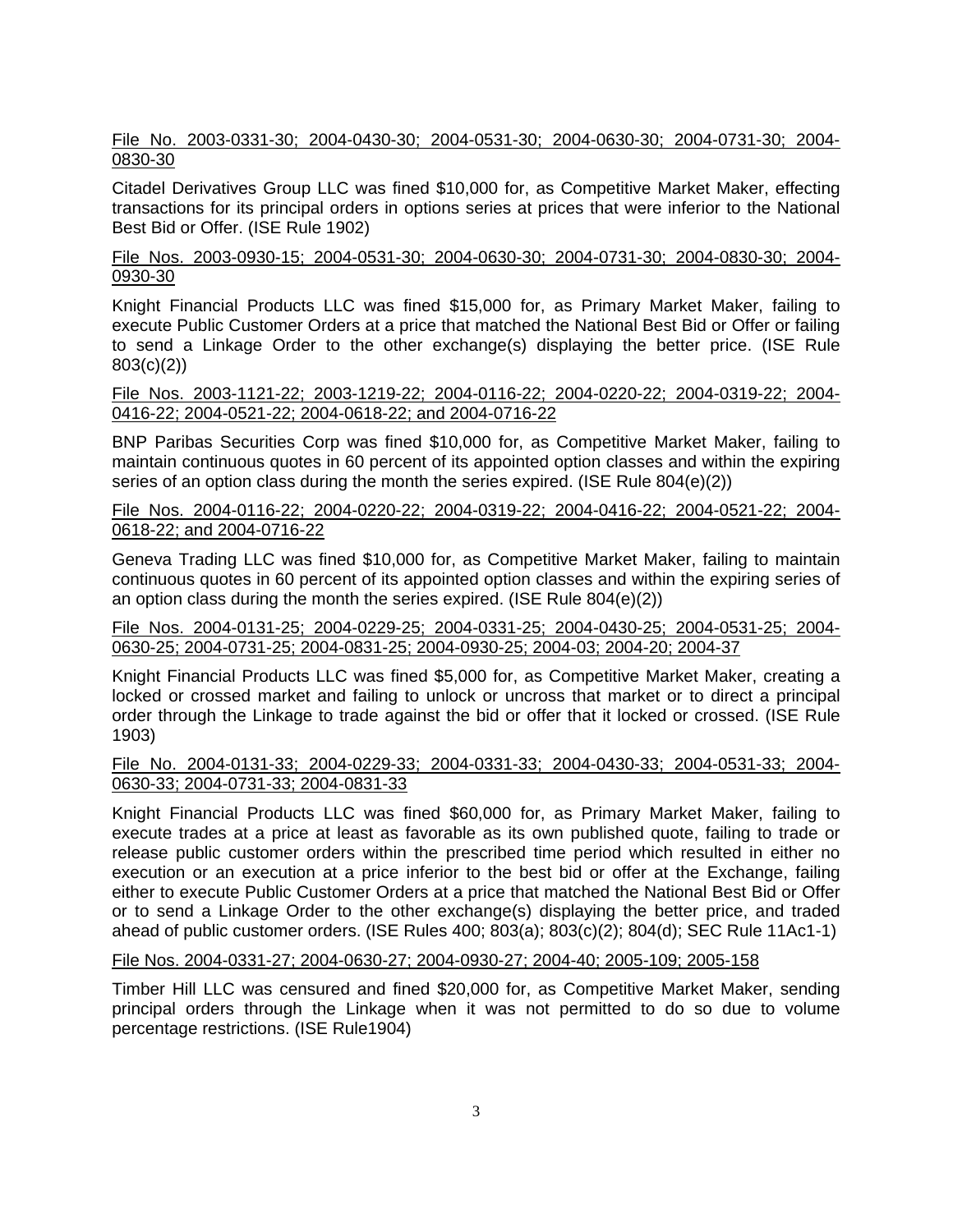File No. 2003-0331-30; 2004-0430-30; 2004-0531-30; 2004-0630-30; 2004-0731-30; 2004-0830-30

Citadel Derivatives Group LLC was fined $10,000 for, as Competitive Market Maker, effecting transactions for its principal orders in options series at prices that were inferior to the National Best Bid or Offer. (ISE Rule 1902)

File Nos. 2003-0930-15; 2004-0531-30; 2004-0630-30; 2004-0731-30; 2004-0830-30; 2004-0930-30

Knight Financial Products LLC was fined $15,000 for, as Primary Market Maker, failing to execute Public Customer Orders at a price that matched the National Best Bid or Offer or failing to send a Linkage Order to the other exchange(s) displaying the better price. (ISE Rule 803(c)(2))

File Nos. 2003-1121-22; 2003-1219-22; 2004-0116-22; 2004-0220-22; 2004-0319-22; 2004-0416-22; 2004-0521-22; 2004-0618-22; and 2004-0716-22

BNP Paribas Securities Corp was fined $10,000 for, as Competitive Market Maker, failing to maintain continuous quotes in 60 percent of its appointed option classes and within the expiring series of an option class during the month the series expired. (ISE Rule 804(e)(2))

File Nos. 2004-0116-22; 2004-0220-22; 2004-0319-22; 2004-0416-22; 2004-0521-22; 2004-0618-22; and 2004-0716-22

Geneva Trading LLC was fined $10,000 for, as Competitive Market Maker, failing to maintain continuous quotes in 60 percent of its appointed option classes and within the expiring series of an option class during the month the series expired. (ISE Rule 804(e)(2))

File Nos. 2004-0131-25; 2004-0229-25; 2004-0331-25; 2004-0430-25; 2004-0531-25; 2004-0630-25; 2004-0731-25; 2004-0831-25; 2004-0930-25; 2004-03; 2004-20; 2004-37

Knight Financial Products LLC was fined $5,000 for, as Competitive Market Maker, creating a locked or crossed market and failing to unlock or uncross that market or to direct a principal order through the Linkage to trade against the bid or offer that it locked or crossed. (ISE Rule 1903)

File No. 2004-0131-33; 2004-0229-33; 2004-0331-33; 2004-0430-33; 2004-0531-33; 2004-0630-33; 2004-0731-33; 2004-0831-33

Knight Financial Products LLC was fined $60,000 for, as Primary Market Maker, failing to execute trades at a price at least as favorable as its own published quote, failing to trade or release public customer orders within the prescribed time period which resulted in either no execution or an execution at a price inferior to the best bid or offer at the Exchange, failing either to execute Public Customer Orders at a price that matched the National Best Bid or Offer or to send a Linkage Order to the other exchange(s) displaying the better price, and traded ahead of public customer orders. (ISE Rules 400; 803(a); 803(c)(2); 804(d); SEC Rule 11Ac1-1)

File Nos. 2004-0331-27; 2004-0630-27; 2004-0930-27; 2004-40; 2005-109; 2005-158

Timber Hill LLC was censured and fined $20,000 for, as Competitive Market Maker, sending principal orders through the Linkage when it was not permitted to do so due to volume percentage restrictions. (ISE Rule1904)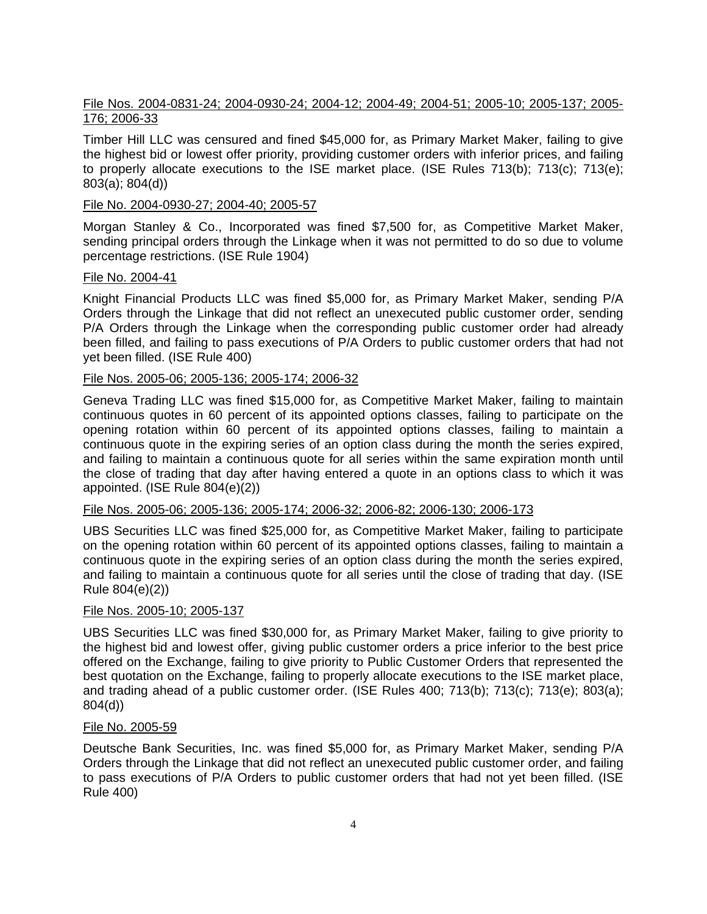<u>File Nos. 2004-0831-24; 2004-0930-24; 2004-12; 2004-49; 2004-51; 2005-10; 2005-137; 2005-176; 2006-33</u>

Timber Hill LLC was censured and fined $45,000 for, as Primary Market Maker, failing to give the highest bid or lowest offer priority, providing customer orders with inferior prices, and failing to properly allocate executions to the ISE market place. (ISE Rules 713(b); 713(c); 713(e); 803(a); 804(d))

<u>File No. 2004-0930-27; 2004-40; 2005-57</u>

Morgan Stanley & Co., Incorporated was fined $7,500 for, as Competitive Market Maker, sending principal orders through the Linkage when it was not permitted to do so due to volume percentage restrictions. (ISE Rule 1904)

<u>File No. 2004-41</u>

Knight Financial Products LLC was fined $5,000 for, as Primary Market Maker, sending P/A Orders through the Linkage that did not reflect an unexecuted public customer order, sending P/A Orders through the Linkage when the corresponding public customer order had already been filled, and failing to pass executions of P/A Orders to public customer orders that had not yet been filled. (ISE Rule 400)

<u>File Nos. 2005-06; 2005-136; 2005-174; 2006-32</u>

Geneva Trading LLC was fined $15,000 for, as Competitive Market Maker, failing to maintain continuous quotes in 60 percent of its appointed options classes, failing to participate on the opening rotation within 60 percent of its appointed options classes, failing to maintain a continuous quote in the expiring series of an option class during the month the series expired, and failing to maintain a continuous quote for all series within the same expiration month until the close of trading that day after having entered a quote in an options class to which it was appointed. (ISE Rule 804(e)(2))

<u>File Nos. 2005-06; 2005-136; 2005-174; 2006-32; 2006-82; 2006-130; 2006-173</u>

UBS Securities LLC was fined $25,000 for, as Competitive Market Maker, failing to participate on the opening rotation within 60 percent of its appointed options classes, failing to maintain a continuous quote in the expiring series of an option class during the month the series expired, and failing to maintain a continuous quote for all series until the close of trading that day. (ISE Rule 804(e)(2))

<u>File Nos. 2005-10; 2005-137</u>

UBS Securities LLC was fined $30,000 for, as Primary Market Maker, failing to give priority to the highest bid and lowest offer, giving public customer orders a price inferior to the best price offered on the Exchange, failing to give priority to Public Customer Orders that represented the best quotation on the Exchange, failing to properly allocate executions to the ISE market place, and trading ahead of a public customer order. (ISE Rules 400; 713(b); 713(c); 713(e); 803(a); 804(d))

<u>File No. 2005-59</u>

Deutsche Bank Securities, Inc. was fined $5,000 for, as Primary Market Maker, sending P/A Orders through the Linkage that did not reflect an unexecuted public customer order, and failing to pass executions of P/A Orders to public customer orders that had not yet been filled. (ISE Rule 400)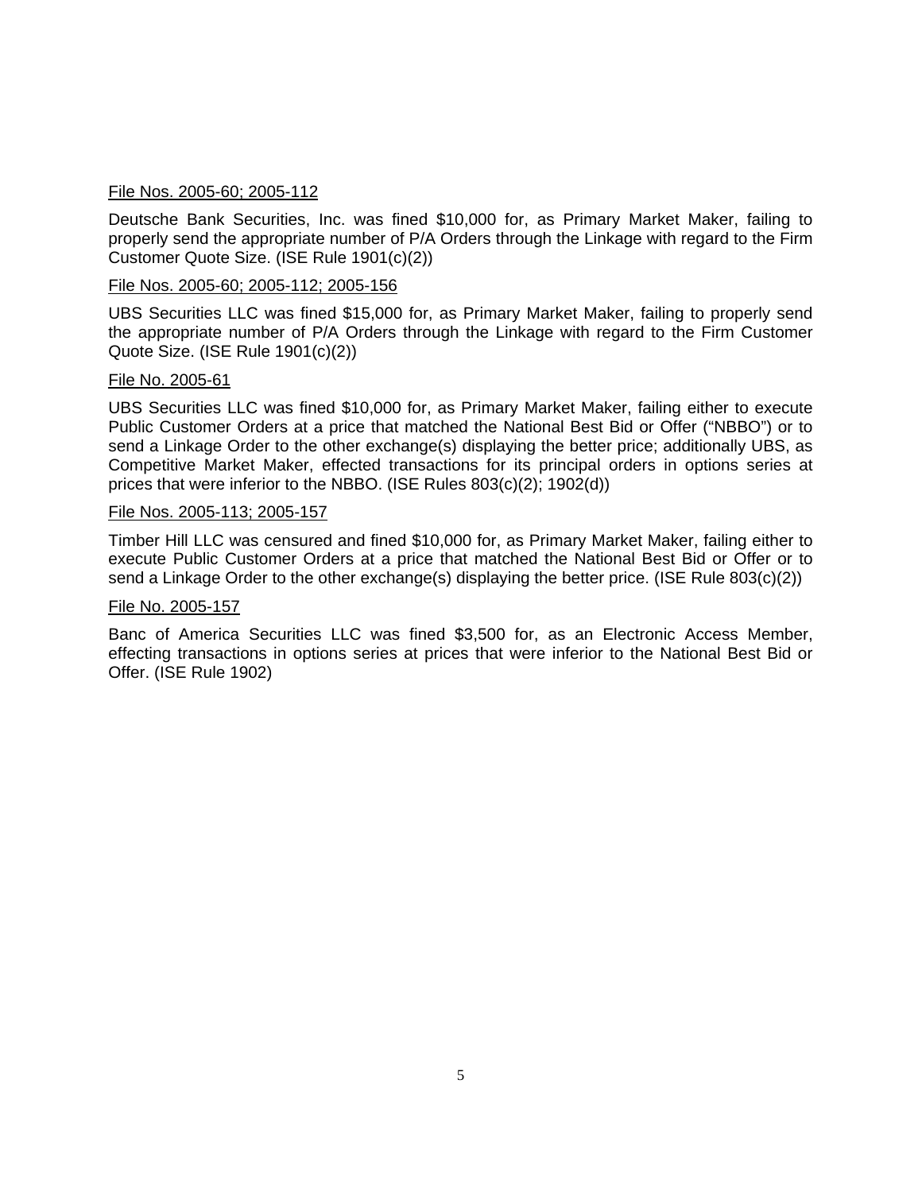<u>File Nos. 2005-60; 2005-112</u>

Deutsche Bank Securities, Inc. was fined $10,000 for, as Primary Market Maker, failing to properly send the appropriate number of P/A Orders through the Linkage with regard to the Firm Customer Quote Size. (ISE Rule 1901(c)(2))

<u>File Nos. 2005-60; 2005-112; 2005-156</u>

UBS Securities LLC was fined $15,000 for, as Primary Market Maker, failing to properly send the appropriate number of P/A Orders through the Linkage with regard to the Firm Customer Quote Size. (ISE Rule 1901(c)(2))

<u>File No. 2005-61</u>

UBS Securities LLC was fined $10,000 for, as Primary Market Maker, failing either to execute Public Customer Orders at a price that matched the National Best Bid or Offer ("NBBO") or to send a Linkage Order to the other exchange(s) displaying the better price; additionally UBS, as Competitive Market Maker, effected transactions for its principal orders in options series at prices that were inferior to the NBBO. (ISE Rules 803(c)(2); 1902(d))

<u>File Nos. 2005-113; 2005-157</u>

Timber Hill LLC was censured and fined $10,000 for, as Primary Market Maker, failing either to execute Public Customer Orders at a price that matched the National Best Bid or Offer or to send a Linkage Order to the other exchange(s) displaying the better price. (ISE Rule 803(c)(2))

<u>File No. 2005-157</u>

Banc of America Securities LLC was fined $3,500 for, as an Electronic Access Member, effecting transactions in options series at prices that were inferior to the National Best Bid or Offer. (ISE Rule 1902)